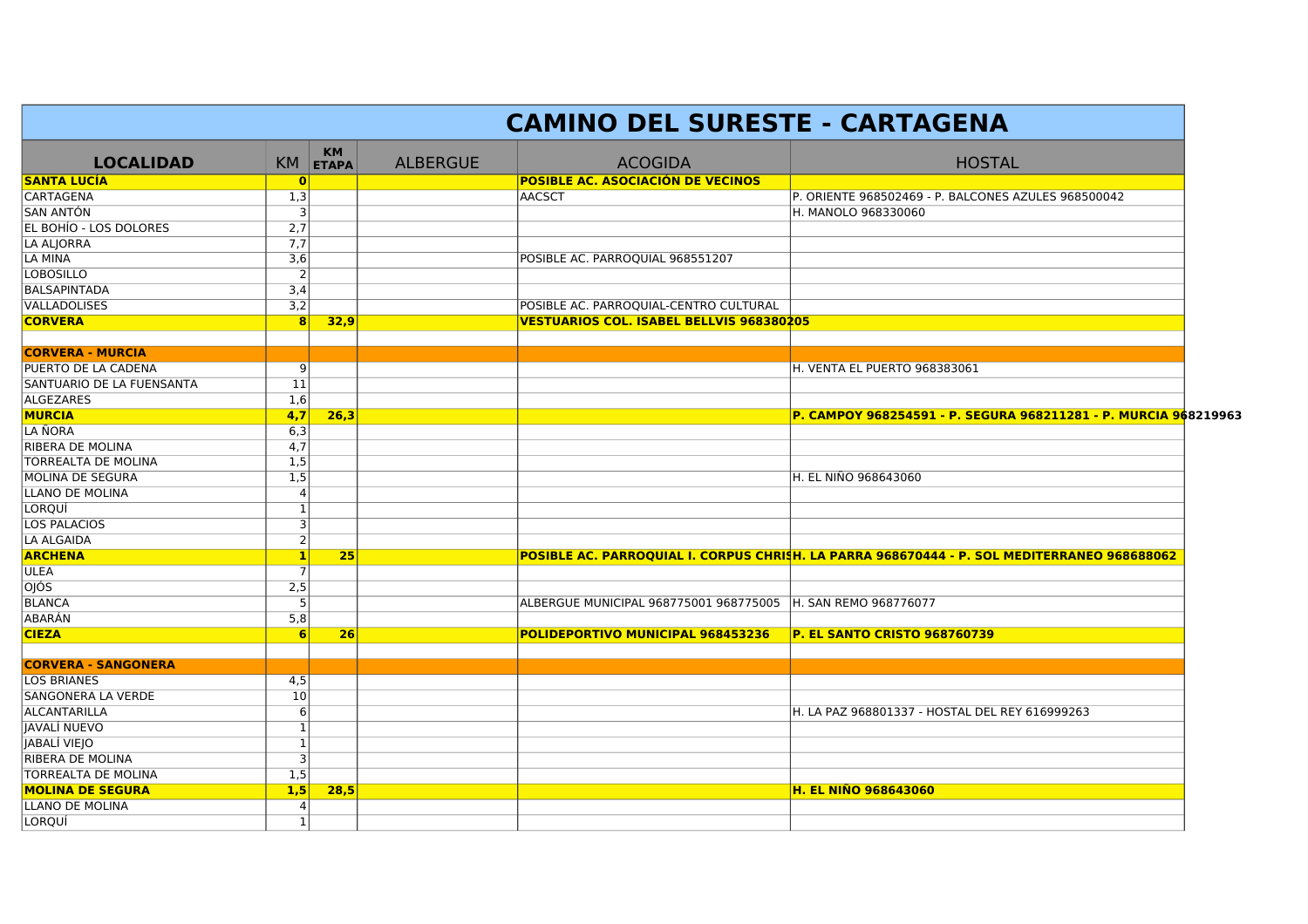# CAMINO DEL SURESTE - CARTAGENA

| LOCALIDAD | KM | KM ETAPA | ALBERGUE | ACOGIDA | HOSTAL |
|---|---|---|---|---|---|
| **SANTA LUCÍA** | **0** | | | **POSIBLE AC. ASOCIACIÓN DE VECINOS** | |
| CARTAGENA | 1,3 | | | AACSCT | P. ORIENTE 968502469 - P. BALCONES AZULES 968500042 |
| SAN ANTÓN | 3 | | | | H. MANOLO 968330060 |
| EL BOHÍO - LOS DOLORES | 2,7 | | | | |
| LA ALJORRA | 7,7 | | | | |
| LA MINA | 3,6 | | | POSIBLE AC. PARROQUIAL 968551207 | |
| LOBOSILLO | 2 | | | | |
| BALSAPINTADA | 3,4 | | | | |
| VALLADOLISES | 3,2 | | | POSIBLE AC. PARROQUIAL-CENTRO CULTURAL | |
| **CORVERA** | **8** | **32,9** | | **VESTUARIOS COL. ISABEL BELLVIS 968380205** | |
| | | | | | |
| **CORVERA - MURCIA** | | | | | |
| PUERTO DE LA CADENA | 9 | | | | H. VENTA EL PUERTO 968383061 |
| SANTUARIO DE LA FUENSANTA | 11 | | | | |
| ALGEZARES | 1,6 | | | | |
| **MURCIA** | **4,7** | **26,3** | | | **P. CAMPOY 968254591 - P. SEGURA 968211281 - P. MURCIA 968219963** |
| LA ÑORA | 6,3 | | | | |
| RIBERA DE MOLINA | 4,7 | | | | |
| TORREALTA DE MOLINA | 1,5 | | | | |
| MOLINA DE SEGURA | 1,5 | | | | H. EL NIÑO 968643060 |
| LLANO DE MOLINA | 4 | | | | |
| LORQUÍ | 1 | | | | |
| LOS PALACIOS | 3 | | | | |
| LA ALGAIDA | 2 | | | | |
| **ARCHENA** | **1** | **25** | | **POSIBLE AC. PARROQUIAL I. CORPUS CHRISTI** | **H. LA PARRA 968670444 - P. SOL MEDITERRANEO 968688062** |
| ULEA | 7 | | | | |
| OJÓS | 2,5 | | | | |
| BLANCA | 5 | | | ALBERGUE MUNICIPAL 968775001 968775005 | H. SAN REMO 968776077 |
| ABARÁN | 5,8 | | | | |
| **CIEZA** | **6** | **26** | | **POLIDEPORTIVO MUNICIPAL 968453236** | **P. EL SANTO CRISTO 968760739** |
| | | | | | |
| **CORVERA - SANGONERA** | | | | | |
| LOS BRIANES | 4,5 | | | | |
| SANGONERA LA VERDE | 10 | | | | |
| ALCANTARILLA | 6 | | | | H. LA PAZ 968801337 - HOSTAL DEL REY 616999263 |
| JAVALÍ NUEVO | 1 | | | | |
| JABALÍ VIEJO | 1 | | | | |
| RIBERA DE MOLINA | 3 | | | | |
| TORREALTA DE MOLINA | 1,5 | | | | |
| **MOLINA DE SEGURA** | **1,5** | **28,5** | | | **H. EL NIÑO 968643060** |
| LLANO DE MOLINA | 4 | | | | |
| LORQUÍ | 1 | | | | |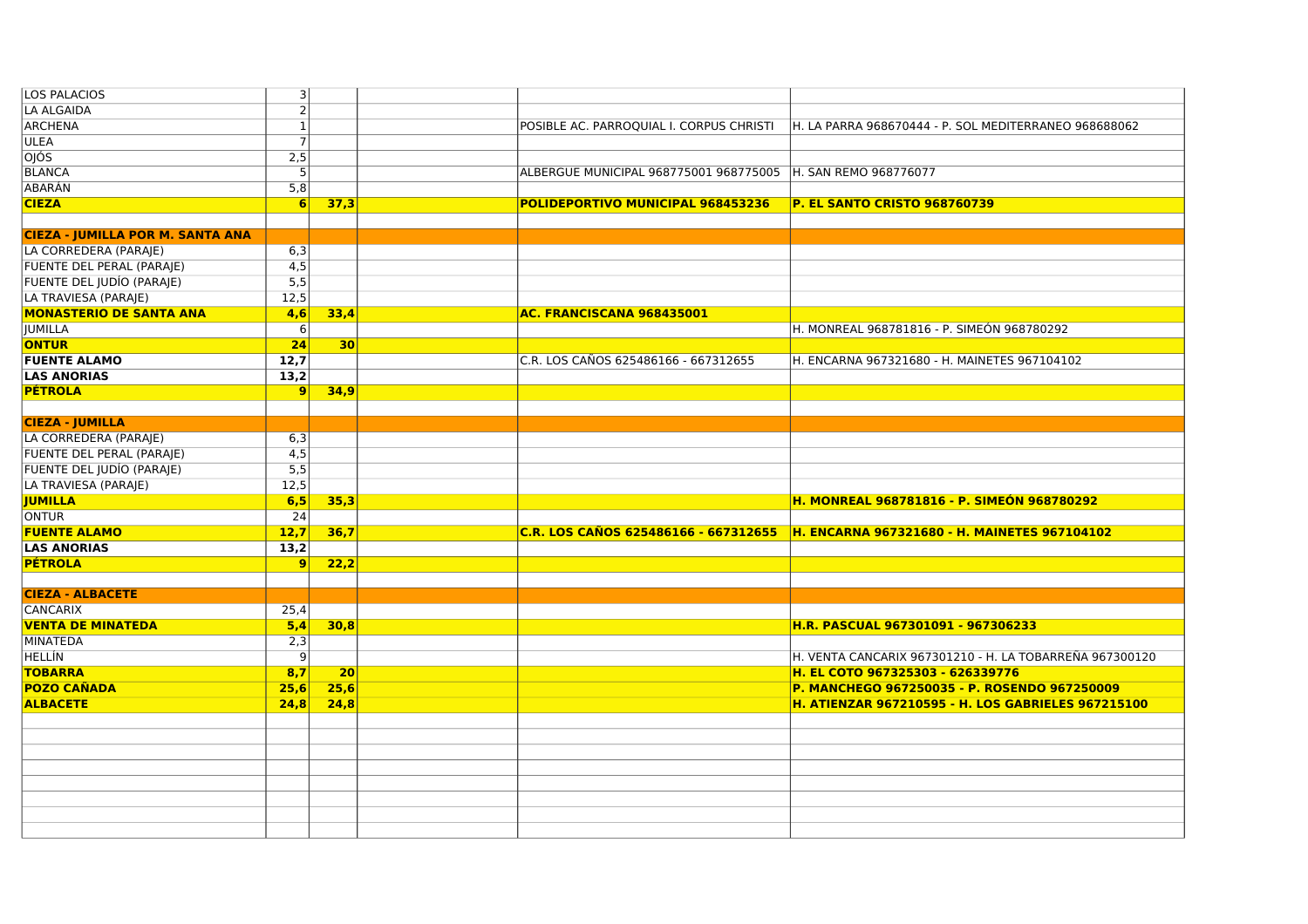| | | | | | |
|---|---|---|---|---|---|
| LOS PALACIOS | 3 | | | | |
| LA ALGAIDA | 2 | | | | |
| ARCHENA | 1 | | | POSIBLE AC. PARROQUIAL I. CORPUS CHRISTI | H. LA PARRA 968670444 - P. SOL MEDITERRANEO 968688062 |
| ULEA | 7 | | | | |
| OJÓS | 2,5 | | | | |
| BLANCA | 5 | | | ALBERGUE MUNICIPAL 968775001 968775005 | H. SAN REMO 968776077 |
| ABARÁN | 5,8 | | | | |
| **CIEZA** | **6** | **37,3** | | **POLIDEPORTIVO MUNICIPAL 968453236** | **P. EL SANTO CRISTO 968760739** |
| | | | | | |
| **CIEZA - JUMILLA POR M. SANTA ANA** | | | | | |
| LA CORREDERA (PARAJE) | 6,3 | | | | |
| FUENTE DEL PERAL (PARAJE) | 4,5 | | | | |
| FUENTE DEL JUDÍO (PARAJE) | 5,5 | | | | |
| LA TRAVIESA (PARAJE) | 12,5 | | | | |
| **MONASTERIO DE SANTA ANA** | **4,6** | **33,4** | | **AC. FRANCISCANA 968435001** | |
| JUMILLA | 6 | | | | H. MONREAL 968781816 - P. SIMEÓN 968780292 |
| **ONTUR** | **24** | **30** | | | |
| **FUENTE ALAMO** | **12,7** | | | C.R. LOS CAÑOS 625486166 - 667312655 | H. ENCARNA 967321680 - H. MAINETES 967104102 |
| **LAS ANORIAS** | **13,2** | | | | |
| **PÉTROLA** | **9** | **34,9** | | | |
| | | | | | |
| **CIEZA - JUMILLA** | | | | | |
| LA CORREDERA (PARAJE) | 6,3 | | | | |
| FUENTE DEL PERAL (PARAJE) | 4,5 | | | | |
| FUENTE DEL JUDÍO (PARAJE) | 5,5 | | | | |
| LA TRAVIESA (PARAJE) | 12,5 | | | | |
| **JUMILLA** | **6,5** | **35,3** | | | **H. MONREAL 968781816 - P. SIMEÓN 968780292** |
| ONTUR | 24 | | | | |
| **FUENTE ALAMO** | **12,7** | **36,7** | | **C.R. LOS CAÑOS 625486166 - 667312655** | **H. ENCARNA 967321680 - H. MAINETES 967104102** |
| **LAS ANORIAS** | **13,2** | | | | |
| **PÉTROLA** | **9** | **22,2** | | | |
| | | | | | |
| **CIEZA - ALBACETE** | | | | | |
| CANCARIX | 25,4 | | | | |
| **VENTA DE MINATEDA** | **5,4** | **30,8** | | | **H.R. PASCUAL 967301091 - 967306233** |
| MINATEDA | 2,3 | | | | |
| HELLÍN | 9 | | | | H. VENTA CANCARIX 967301210 - H. LA TOBARREÑA 967300120 |
| **TOBARRA** | **8,7** | **20** | | | **H. EL COTO 967325303 - 626339776** |
| **POZO CAÑADA** | **25,6** | **25,6** | | | **P. MANCHEGO 967250035 - P. ROSENDO 967250009** |
| **ALBACETE** | **24,8** | **24,8** | | | **H. ATIENZAR 967210595 - H. LOS GABRIELES 967215100** |